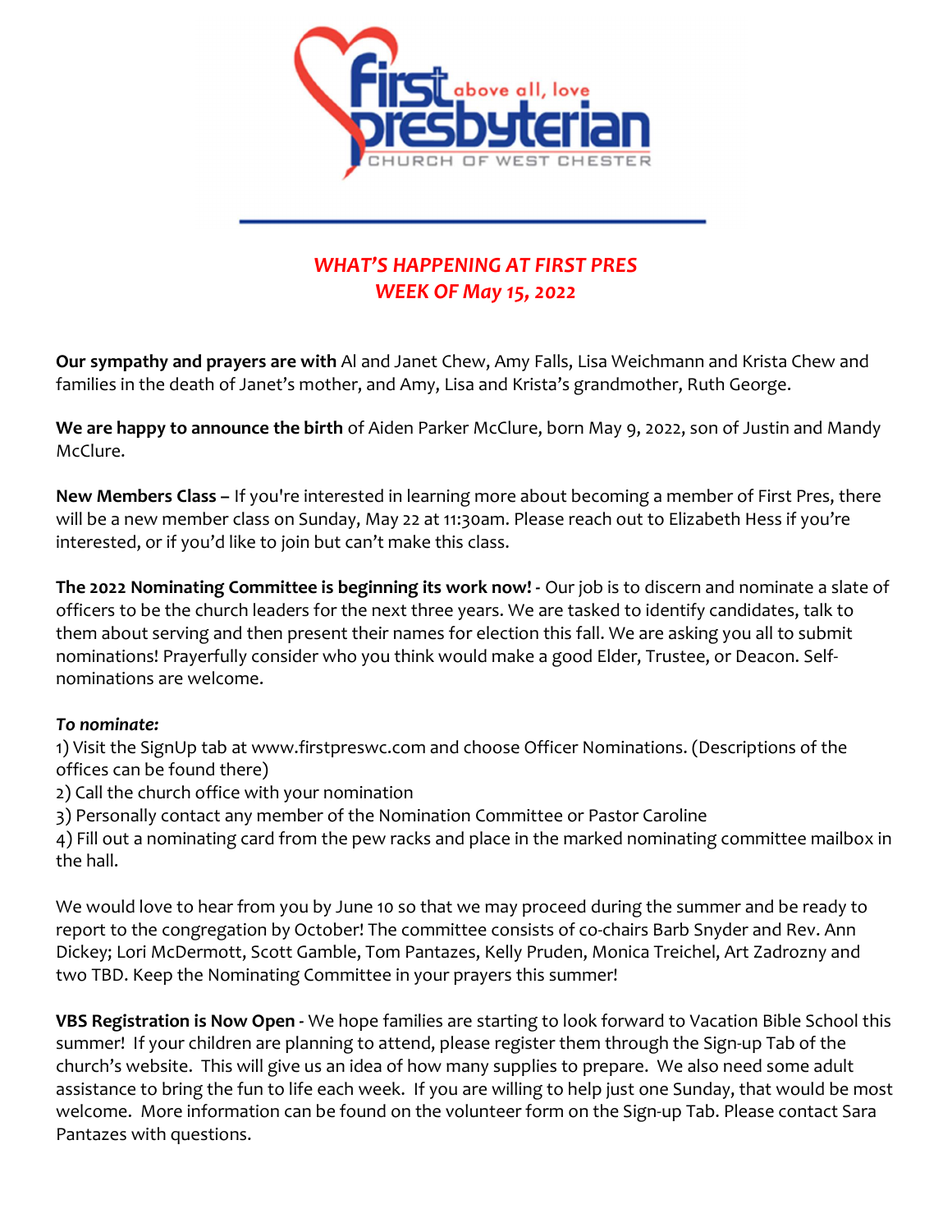# WHAT'S HAPPENING AT FIRST PRES
## WEEK OF May 15, 2022

**Our sympathy and prayers are with** Al and Janet Chew, Amy Falls, Lisa Weichmann and Krista Chew and families in the death of Janet's mother, and Amy, Lisa and Krista's grandmother, Ruth George.

**We are happy to announce the birth** of Aiden Parker McClure, born May 9, 2022, son of Justin and Mandy McClure.

**New Members Class –** If you're interested in learning more about becoming a member of First Pres, there will be a new member class on Sunday, May 22 at 11:30am. Please reach out to Elizabeth Hess if you're interested, or if you'd like to join but can't make this class.

**The 2022 Nominating Committee is beginning its work now! -** Our job is to discern and nominate a slate of officers to be the church leaders for the next three years. We are tasked to identify candidates, talk to them about serving and then present their names for election this fall. We are asking you all to submit nominations! Prayerfully consider who you think would make a good Elder, Trustee, or Deacon. Self-nominations are welcome.

***To nominate:***

1) Visit the SignUp tab at www.firstpreswc.com and choose Officer Nominations. (Descriptions of the offices can be found there)
2) Call the church office with your nomination
3) Personally contact any member of the Nomination Committee or Pastor Caroline
4) Fill out a nominating card from the pew racks and place in the marked nominating committee mailbox in the hall.

We would love to hear from you by June 10 so that we may proceed during the summer and be ready to report to the congregation by October! The committee consists of co-chairs Barb Snyder and Rev. Ann Dickey; Lori McDermott, Scott Gamble, Tom Pantazes, Kelly Pruden, Monica Treichel, Art Zadrozny and two TBD. Keep the Nominating Committee in your prayers this summer!

**VBS Registration is Now Open -** We hope families are starting to look forward to Vacation Bible School this summer! If your children are planning to attend, please register them through the Sign-up Tab of the church's website. This will give us an idea of how many supplies to prepare. We also need some adult assistance to bring the fun to life each week. If you are willing to help just one Sunday, that would be most welcome. More information can be found on the volunteer form on the Sign-up Tab. Please contact Sara Pantazes with questions.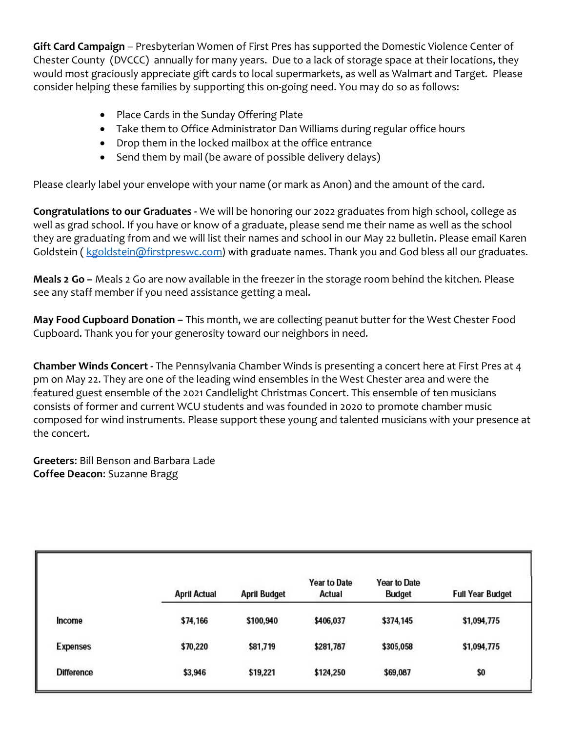**Gift Card Campaign** – Presbyterian Women of First Pres has supported the Domestic Violence Center of Chester County (DVCCC) annually for many years. Due to a lack of storage space at their locations, they would most graciously appreciate gift cards to local supermarkets, as well as Walmart and Target. Please consider helping these families by supporting this on-going need. You may do so as follows:

- Place Cards in the Sunday Offering Plate
- Take them to Office Administrator Dan Williams during regular office hours
- Drop them in the locked mailbox at the office entrance
- Send them by mail (be aware of possible delivery delays)

Please clearly label your envelope with your name (or mark as Anon) and the amount of the card.

**Congratulations to our Graduates -** We will be honoring our 2022 graduates from high school, college as well as grad school. If you have or know of a graduate, please send me their name as well as the school they are graduating from and we will list their names and school in our May 22 bulletin. Please email Karen Goldstein ( kgoldstein@firstpreswc.com) with graduate names. Thank you and God bless all our graduates.

**Meals 2 Go –** Meals 2 Go are now available in the freezer in the storage room behind the kitchen. Please see any staff member if you need assistance getting a meal.

**May Food Cupboard Donation –** This month, we are collecting peanut butter for the West Chester Food Cupboard. Thank you for your generosity toward our neighbors in need.

**Chamber Winds Concert -** The Pennsylvania Chamber Winds is presenting a concert here at First Pres at 4 pm on May 22. They are one of the leading wind ensembles in the West Chester area and were the featured guest ensemble of the 2021 Candlelight Christmas Concert. This ensemble of ten musicians consists of former and current WCU students and was founded in 2020 to promote chamber music composed for wind instruments. Please support these young and talented musicians with your presence at the concert.

**Greeters**: Bill Benson and Barbara Lade
**Coffee Deacon**: Suzanne Bragg

| | April Actual | April Budget | Year to Date Actual | Year to Date Budget | Full Year Budget |
|---|---|---|---|---|---|
| Income | $74,166 | $100,940 | $406,037 | $374,145 | $1,094,775 |
| Expenses | $70,220 | $81,719 | $281,787 | $305,058 | $1,094,775 |
| Difference | $3,946 | $19,221 | $124,250 | $69,087 | $0 |